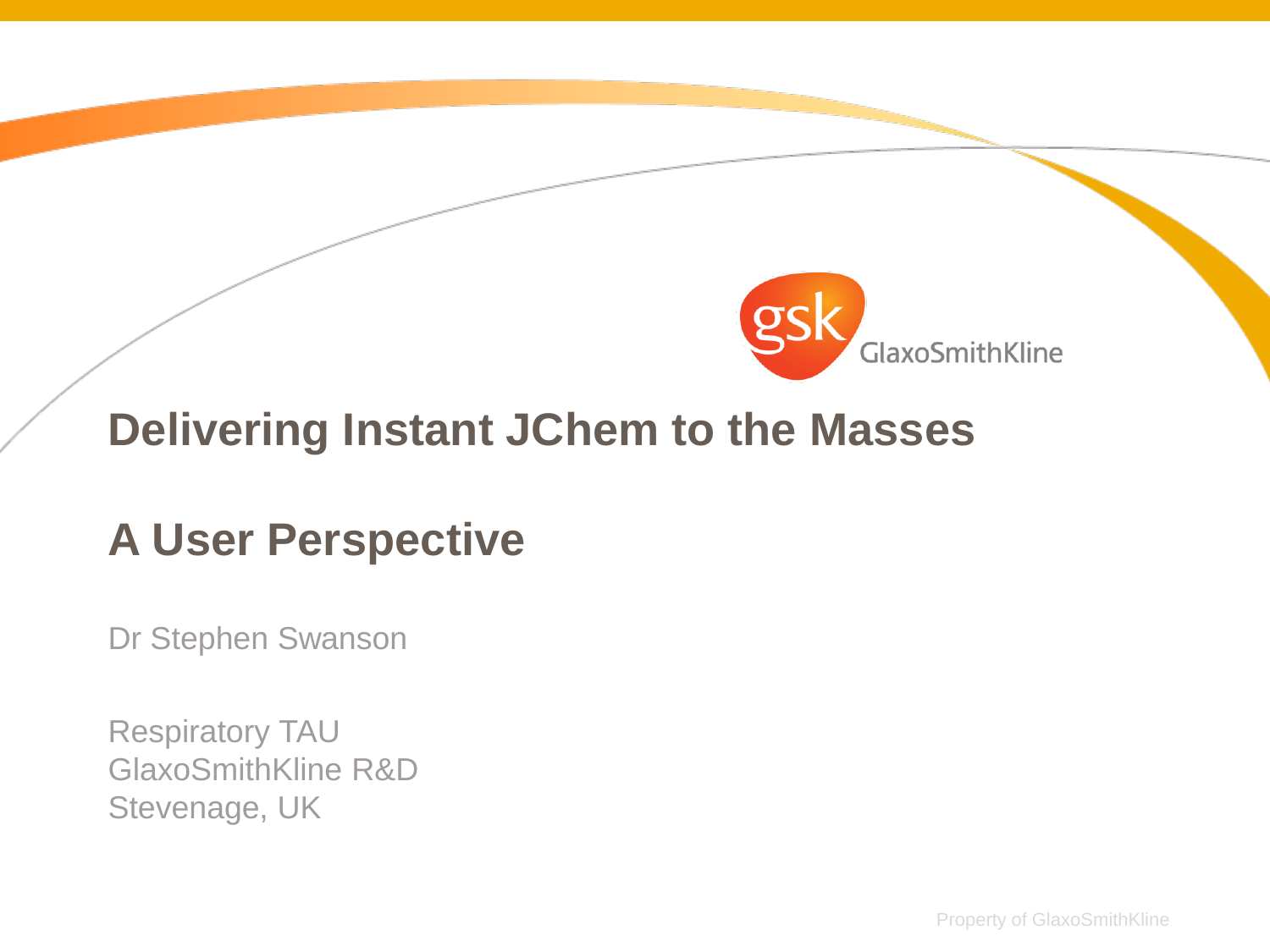# Delivering Instant JChem to the Masses

## A User Perspective

Dr Stephen Swanson

Respiratory TAU
GlaxoSmithKline R&D
Stevenage, UK

Property of GlaxoSmithKline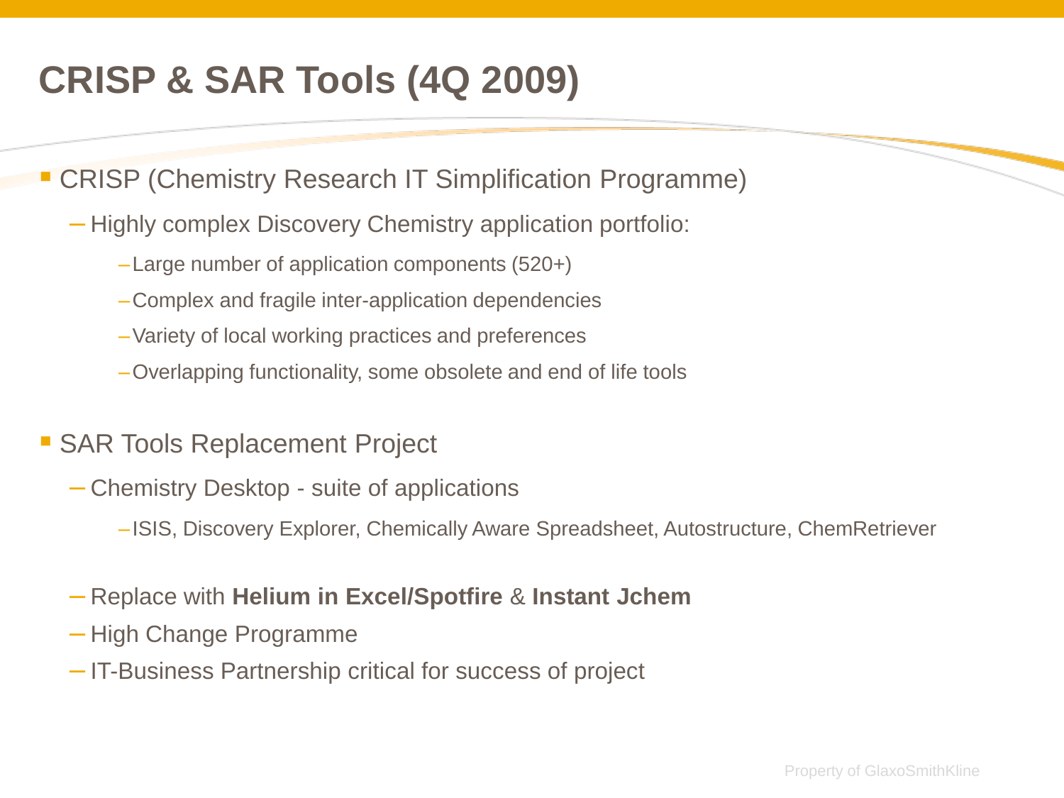# CRISP & SAR Tools (4Q 2009)

- CRISP (Chemistry Research IT Simplification Programme)
  - Highly complex Discovery Chemistry application portfolio:
    - Large number of application components (520+)
    - Complex and fragile inter-application dependencies
    - Variety of local working practices and preferences
    - Overlapping functionality, some obsolete and end of life tools

- SAR Tools Replacement Project
  - Chemistry Desktop - suite of applications
    - ISIS, Discovery Explorer, Chemically Aware Spreadsheet, Autostructure, ChemRetriever
  - Replace with **Helium in Excel/Spotfire** & **Instant Jchem**
  - High Change Programme
  - IT-Business Partnership critical for success of project

Property of GlaxoSmithKline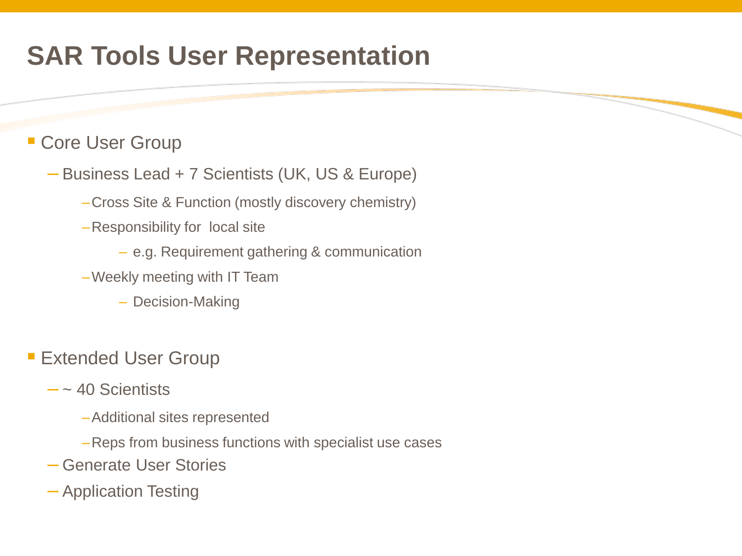# SAR Tools User Representation

- Core User Group
  - Business Lead + 7 Scientists (UK, US & Europe)
    - Cross Site & Function (mostly discovery chemistry)
    - Responsibility for local site
      - e.g. Requirement gathering & communication
    - Weekly meeting with IT Team
      - Decision-Making

- Extended User Group
  - ~ 40 Scientists
    - Additional sites represented
    - Reps from business functions with specialist use cases
  - Generate User Stories
  - Application Testing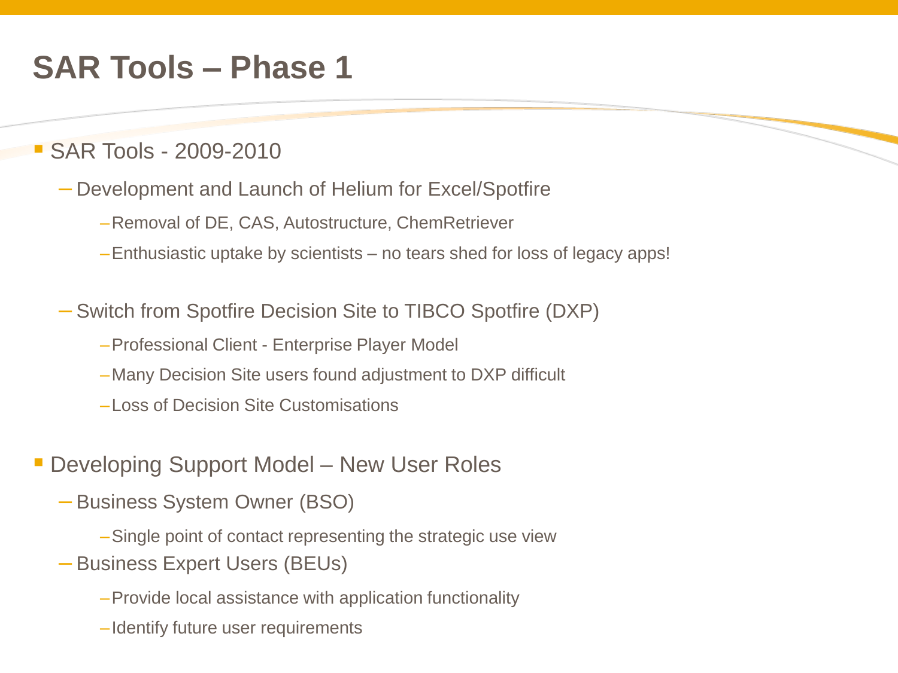# SAR Tools – Phase 1

- SAR Tools - 2009-2010
  - Development and Launch of Helium for Excel/Spotfire
    - Removal of DE, CAS, Autostructure, ChemRetriever
    - Enthusiastic uptake by scientists – no tears shed for loss of legacy apps!
  - Switch from Spotfire Decision Site to TIBCO Spotfire (DXP)
    - Professional Client - Enterprise Player Model
    - Many Decision Site users found adjustment to DXP difficult
    - Loss of Decision Site Customisations
- Developing Support Model – New User Roles
  - Business System Owner (BSO)
    - Single point of contact representing the strategic use view
  - Business Expert Users (BEUs)
    - Provide local assistance with application functionality
    - Identify future user requirements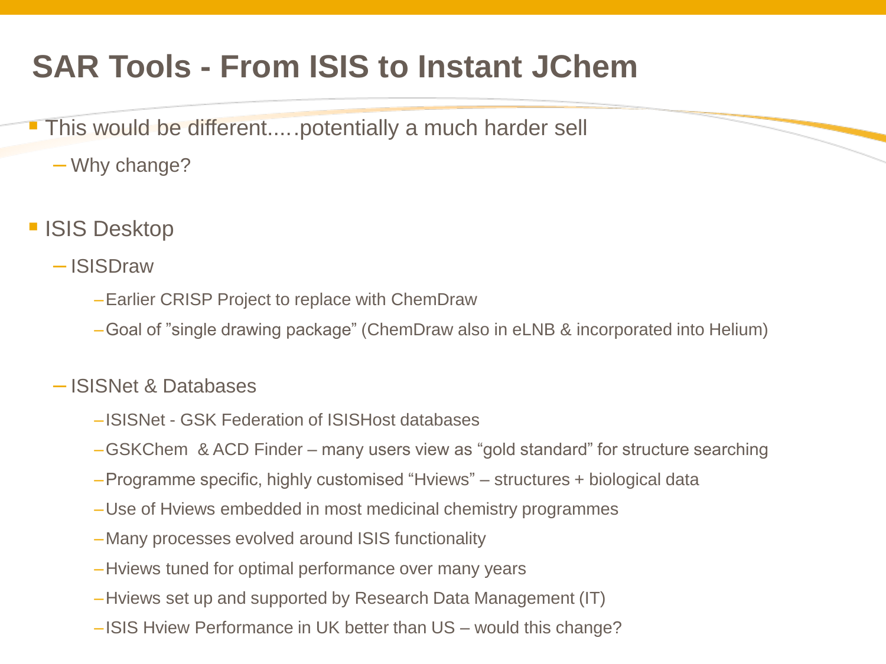# SAR Tools - From ISIS to Instant JChem

- This would be different.....potentially a much harder sell
  - Why change?

- ISIS Desktop
  - ISISDraw
    - Earlier CRISP Project to replace with ChemDraw
    - Goal of "single drawing package" (ChemDraw also in eLNB & incorporated into Helium)
  - ISISNet & Databases
    - ISISNet - GSK Federation of ISISHost databases
    - GSKChem & ACD Finder – many users view as "gold standard" for structure searching
    - Programme specific, highly customised "Hviews" – structures + biological data
    - Use of Hviews embedded in most medicinal chemistry programmes
    - Many processes evolved around ISIS functionality
    - Hviews tuned for optimal performance over many years
    - Hviews set up and supported by Research Data Management (IT)
    - ISIS Hview Performance in UK better than US – would this change?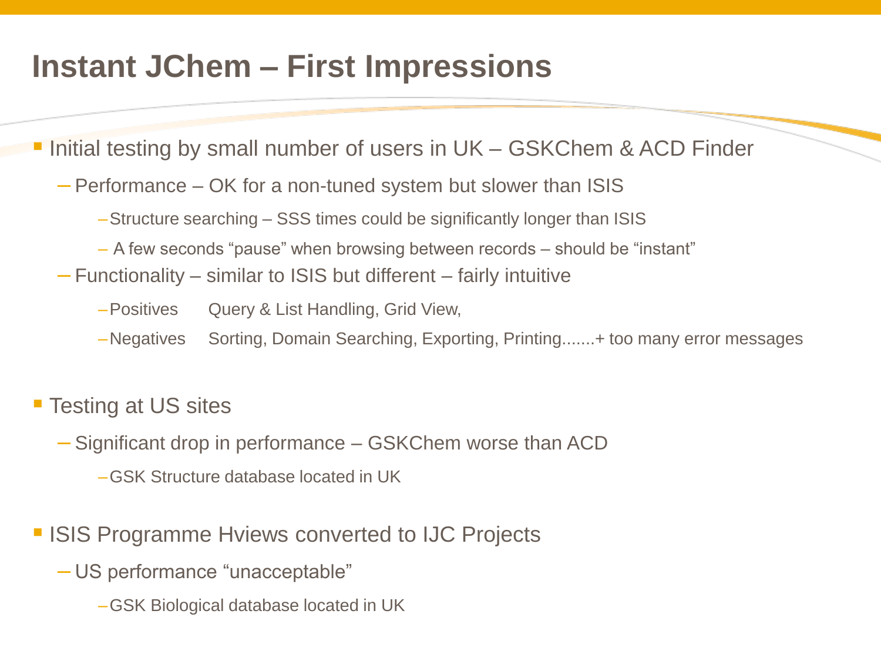# Instant JChem – First Impressions

- Initial testing by small number of users in UK – GSKChem & ACD Finder
  - Performance – OK for a non-tuned system but slower than ISIS
    - Structure searching – SSS times could be significantly longer than ISIS
    - A few seconds "pause" when browsing between records – should be "instant"
  - Functionality – similar to ISIS but different – fairly intuitive
    - Positives     Query & List Handling, Grid View,
    - Negatives     Sorting, Domain Searching, Exporting, Printing.......+ too many error messages

- Testing at US sites
  - Significant drop in performance – GSKChem worse than ACD
    - GSK Structure database located in UK

- ISIS Programme Hviews converted to IJC Projects
  - US performance "unacceptable"
    - GSK Biological database located in UK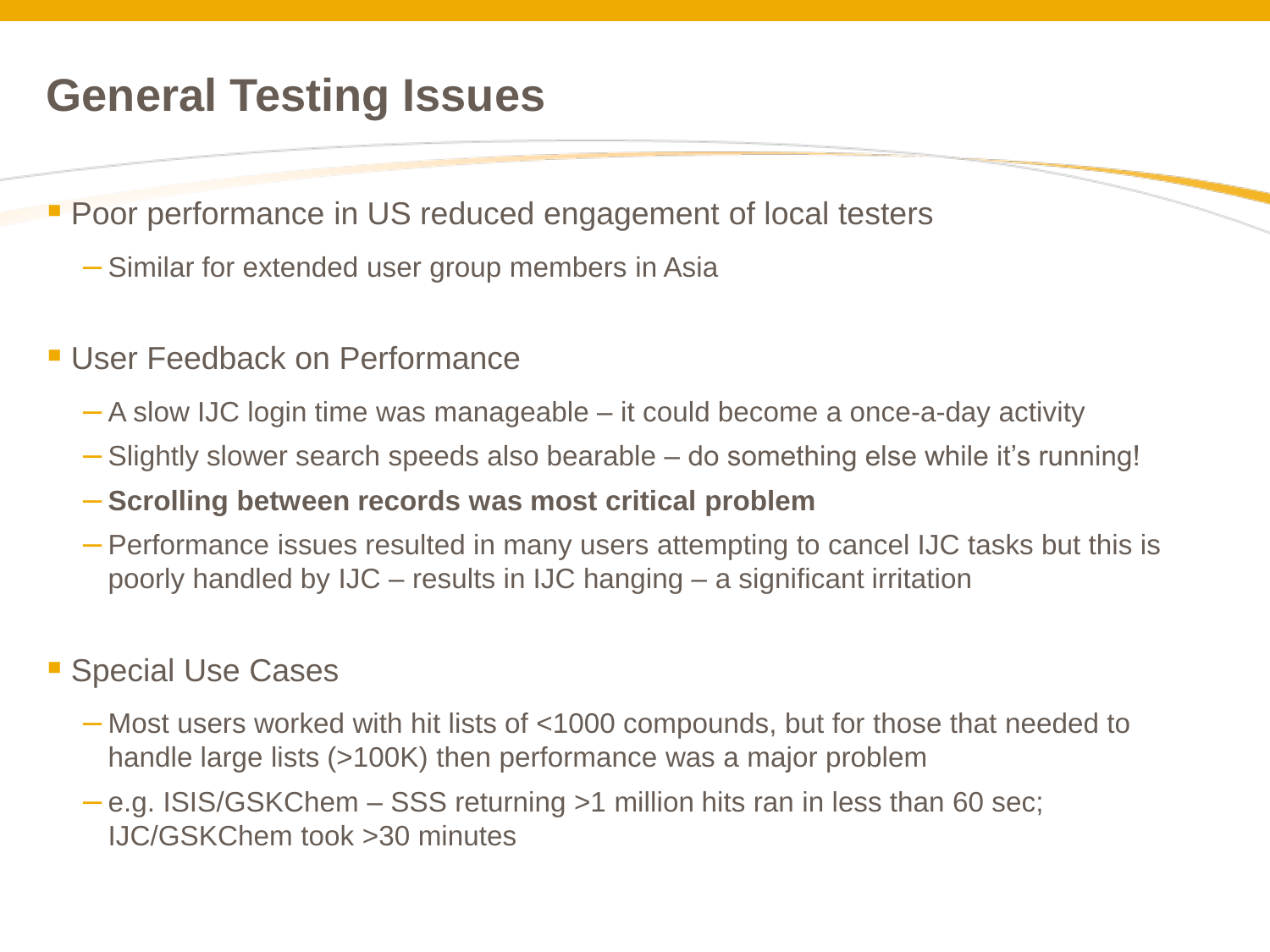# General Testing Issues

- Poor performance in US reduced engagement of local testers
  - Similar for extended user group members in Asia

- User Feedback on Performance
  - A slow IJC login time was manageable – it could become a once-a-day activity
  - Slightly slower search speeds also bearable – do something else while it's running!
  - **Scrolling between records was most critical problem**
  - Performance issues resulted in many users attempting to cancel IJC tasks but this is poorly handled by IJC – results in IJC hanging – a significant irritation

- Special Use Cases
  - Most users worked with hit lists of <1000 compounds, but for those that needed to handle large lists (>100K) then performance was a major problem
  - e.g. ISIS/GSKChem – SSS returning >1 million hits ran in less than 60 sec; IJC/GSKChem took >30 minutes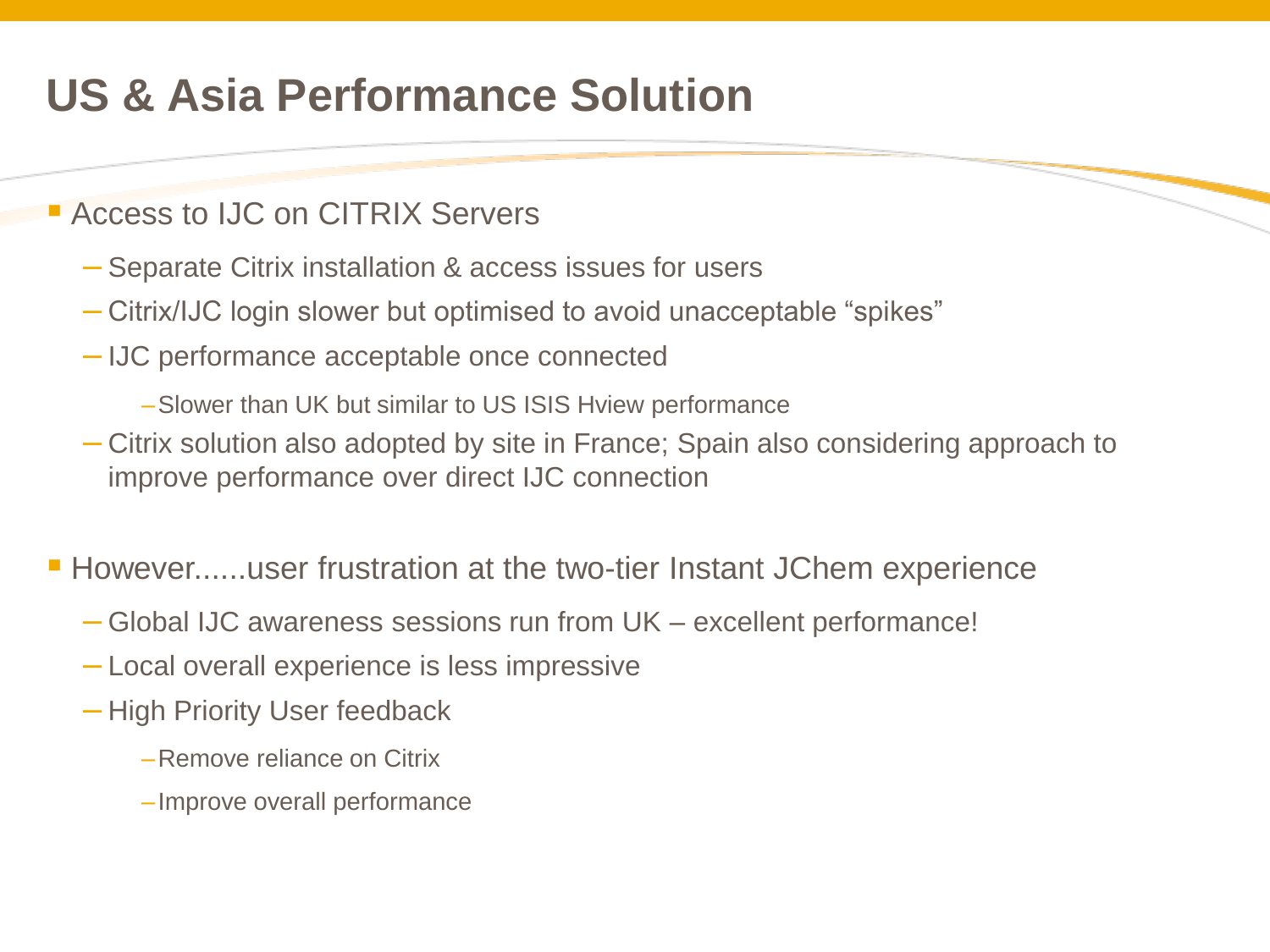# US & Asia Performance Solution

- Access to IJC on CITRIX Servers
  - Separate Citrix installation & access issues for users
  - Citrix/IJC login slower but optimised to avoid unacceptable "spikes"
  - IJC performance acceptable once connected
    - Slower than UK but similar to US ISIS Hview performance
  - Citrix solution also adopted by site in France; Spain also considering approach to improve performance over direct IJC connection

- However......user frustration at the two-tier Instant JChem experience
  - Global IJC awareness sessions run from UK – excellent performance!
  - Local overall experience is less impressive
  - High Priority User feedback
    - Remove reliance on Citrix
    - Improve overall performance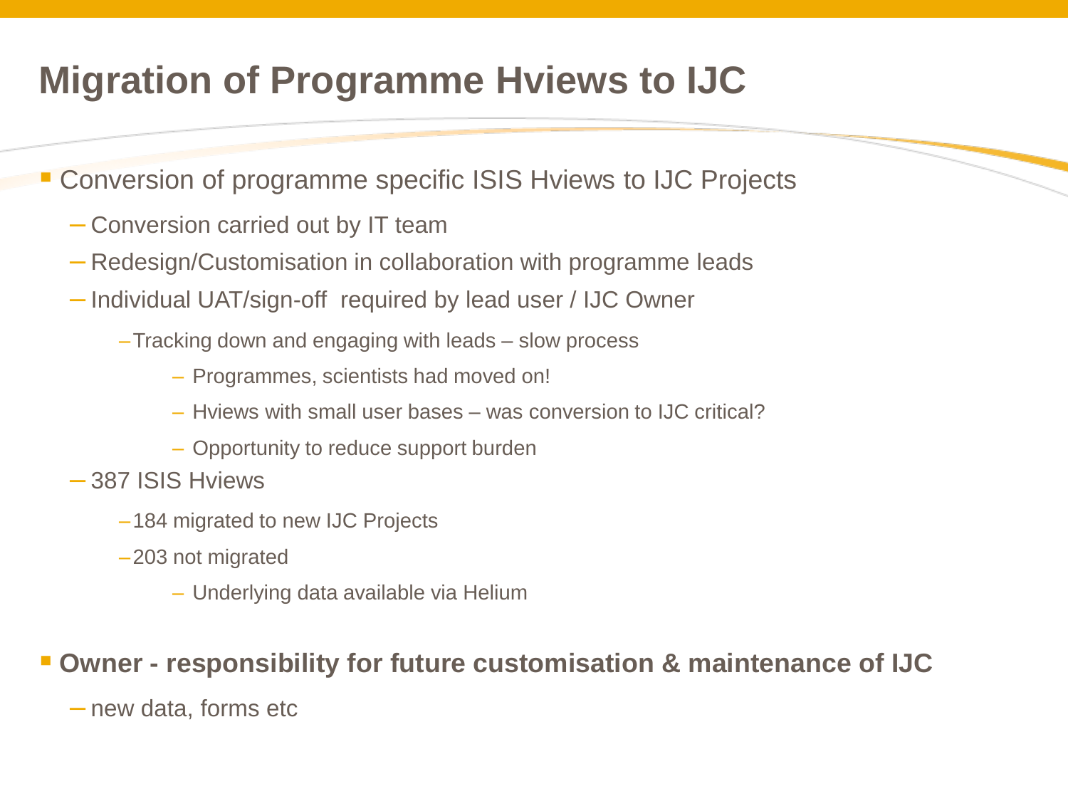# Migration of Programme Hviews to IJC

- Conversion of programme specific ISIS Hviews to IJC Projects
  - Conversion carried out by IT team
  - Redesign/Customisation in collaboration with programme leads
  - Individual UAT/sign-off required by lead user / IJC Owner
    - Tracking down and engaging with leads – slow process
      - Programmes, scientists had moved on!
      - Hviews with small user bases – was conversion to IJC critical?
      - Opportunity to reduce support burden
  - 387 ISIS Hviews
    - 184 migrated to new IJC Projects
    - 203 not migrated
      - Underlying data available via Helium

- **Owner - responsibility for future customisation & maintenance of IJC**
  - new data, forms etc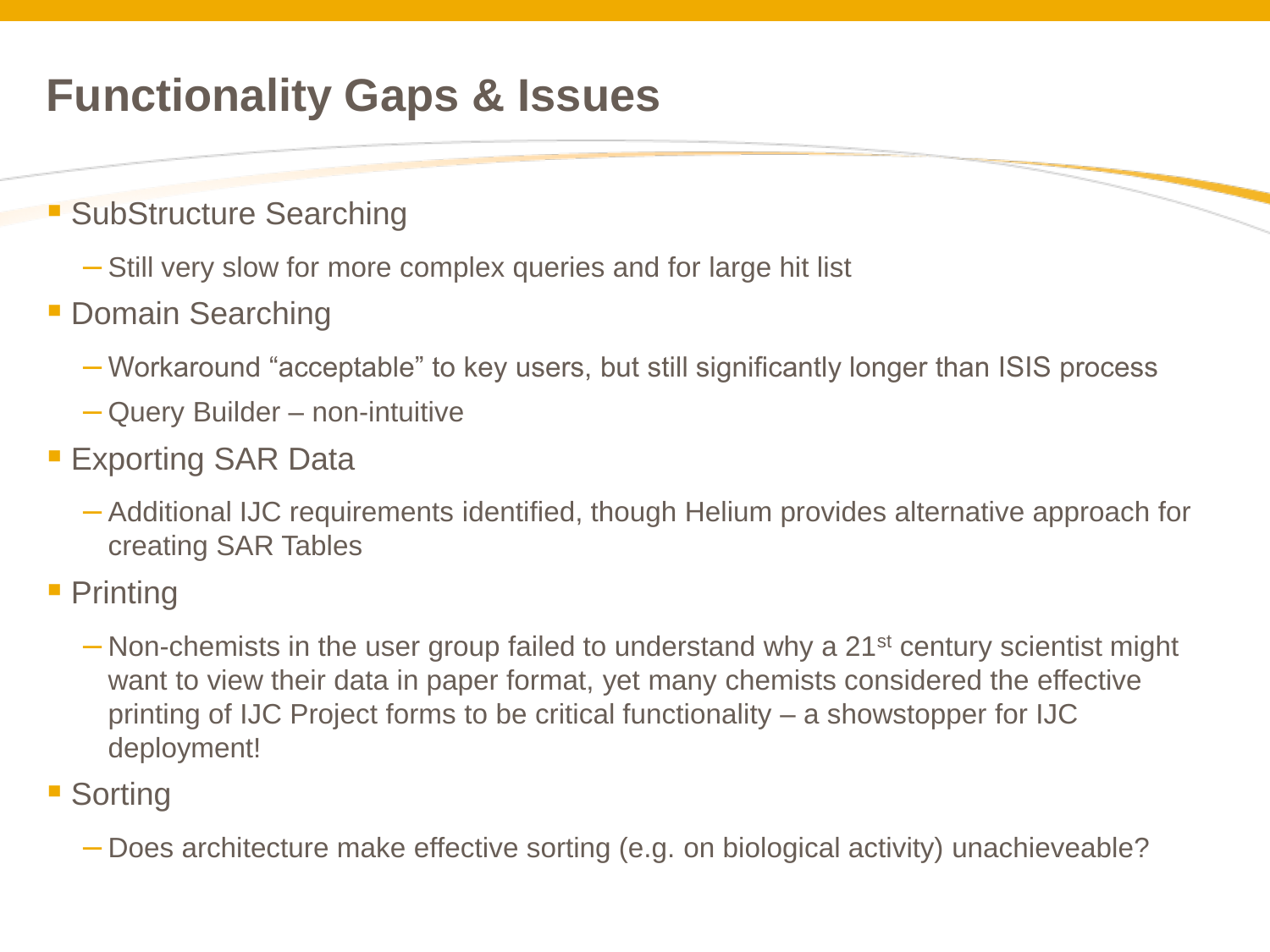# Functionality Gaps & Issues

- SubStructure Searching
  - Still very slow for more complex queries and for large hit list
- Domain Searching
  - Workaround “acceptable” to key users, but still significantly longer than ISIS process
  - Query Builder – non-intuitive
- Exporting SAR Data
  - Additional IJC requirements identified, though Helium provides alternative approach for creating SAR Tables
- Printing
  - Non-chemists in the user group failed to understand why a 21st century scientist might want to view their data in paper format, yet many chemists considered the effective printing of IJC Project forms to be critical functionality – a showstopper for IJC deployment!
- Sorting
  - Does architecture make effective sorting (e.g. on biological activity) unachieveable?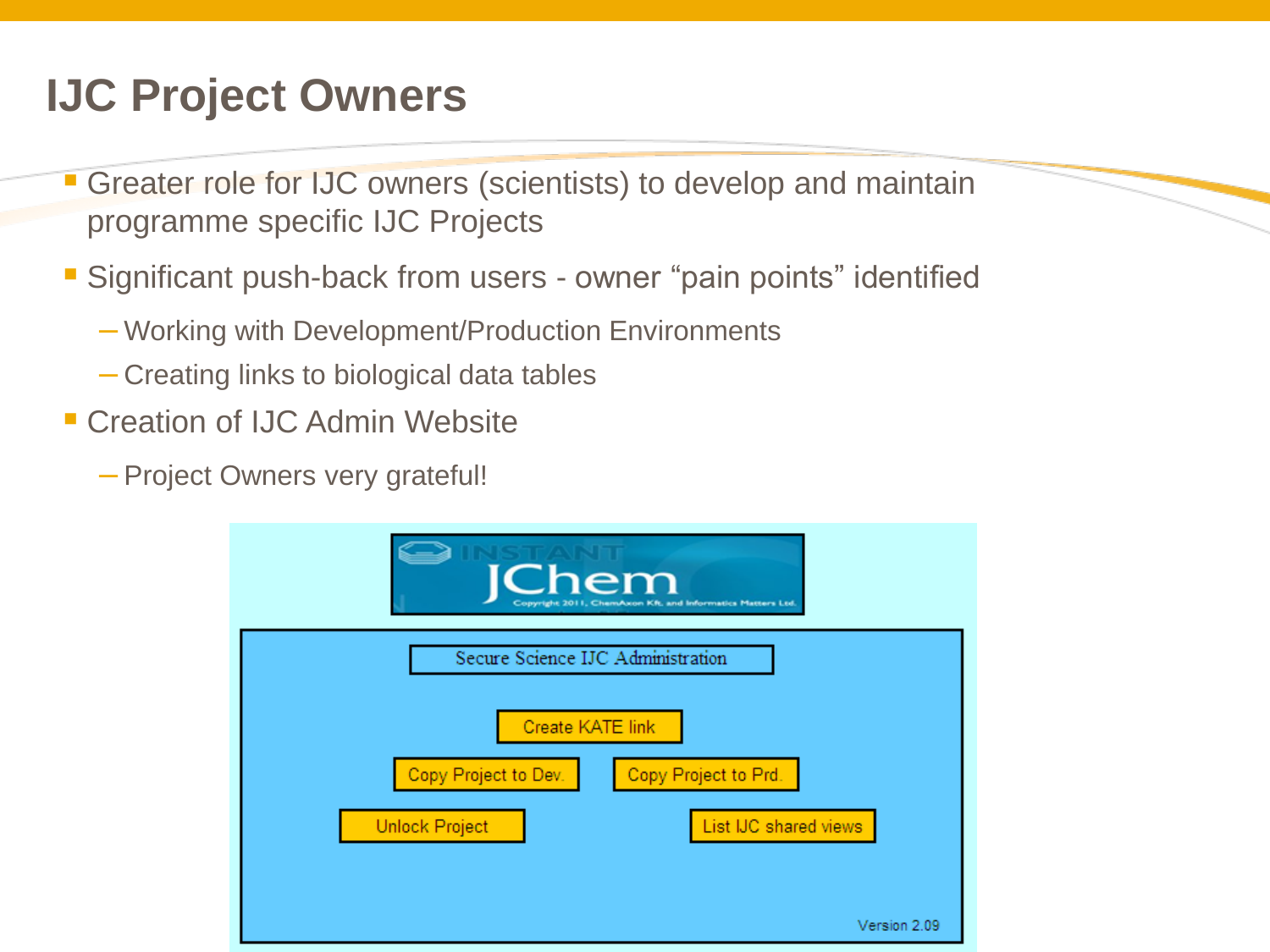# IJC Project Owners

- Greater role for IJC owners (scientists) to develop and maintain programme specific IJC Projects
- Significant push-back from users - owner “pain points” identified
  - Working with Development/Production Environments
  - Creating links to biological data tables
- Creation of IJC Admin Website
  - Project Owners very grateful!

INSTANT JChem

Copyright 2011, ChemAxon Kft. and Informatics Matters Ltd.

Secure Science IJC Administration

Create KATE link

Copy Project to Dev.

Copy Project to Prd.

Unlock Project

List IJC shared views

Version 2.09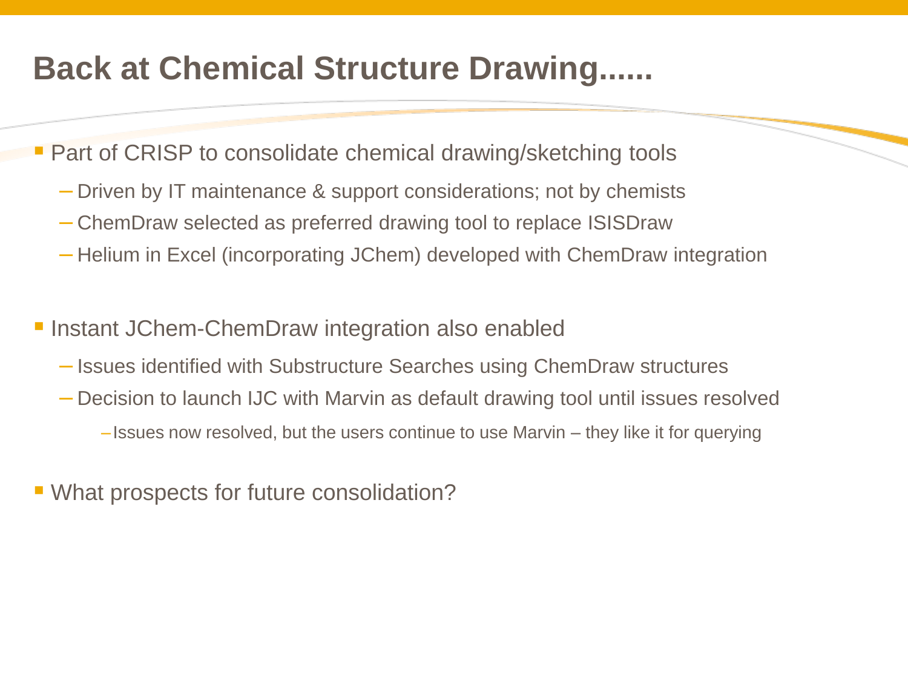# Back at Chemical Structure Drawing......

- Part of CRISP to consolidate chemical drawing/sketching tools
  - Driven by IT maintenance & support considerations; not by chemists
  - ChemDraw selected as preferred drawing tool to replace ISISDraw
  - Helium in Excel (incorporating JChem) developed with ChemDraw integration

- Instant JChem-ChemDraw integration also enabled
  - Issues identified with Substructure Searches using ChemDraw structures
  - Decision to launch IJC with Marvin as default drawing tool until issues resolved
    - Issues now resolved, but the users continue to use Marvin – they like it for querying

- What prospects for future consolidation?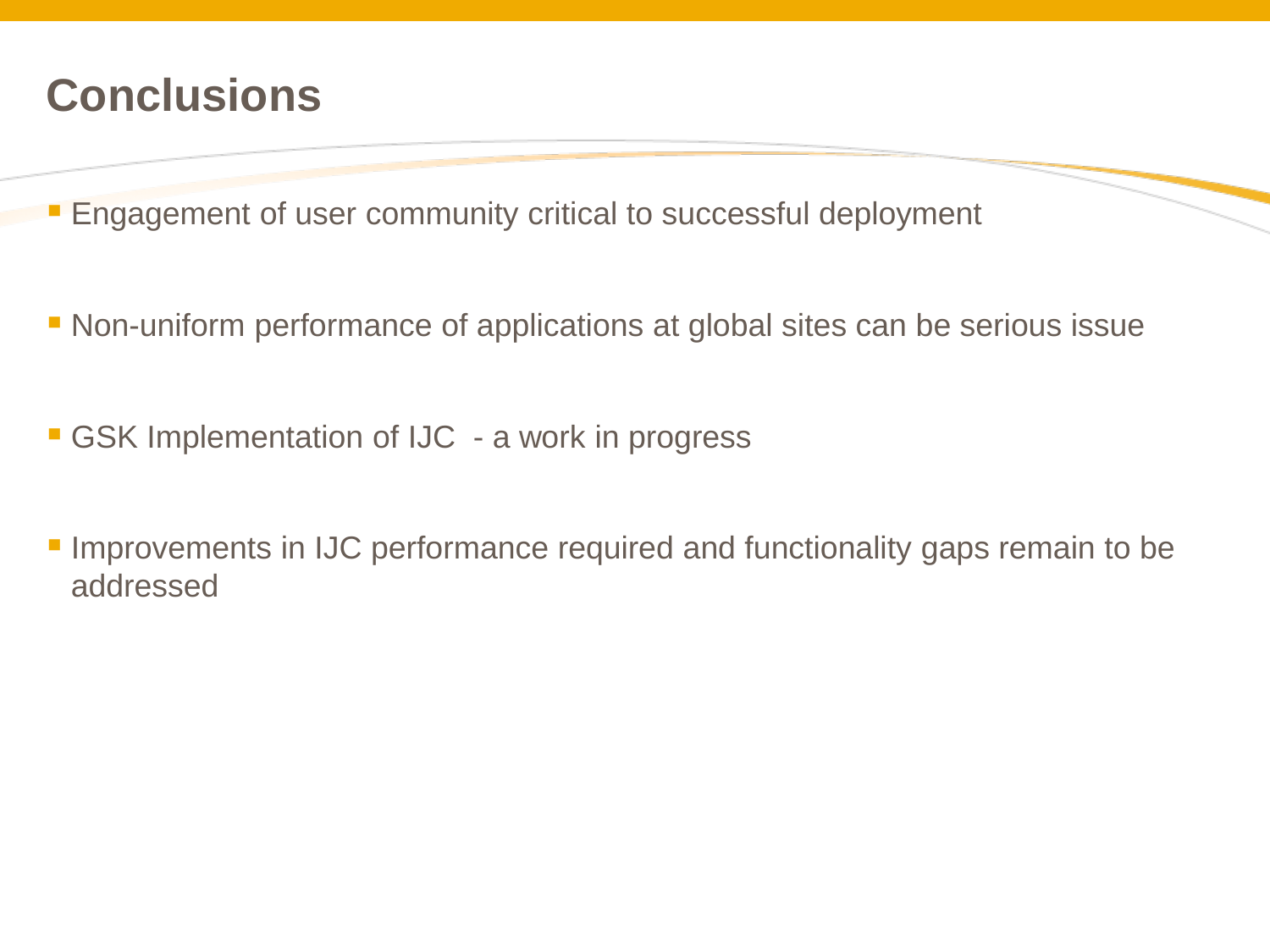# Conclusions

- Engagement of user community critical to successful deployment
- Non-uniform performance of applications at global sites can be serious issue
- GSK Implementation of IJC  - a work in progress
- Improvements in IJC performance required and functionality gaps remain to be addressed